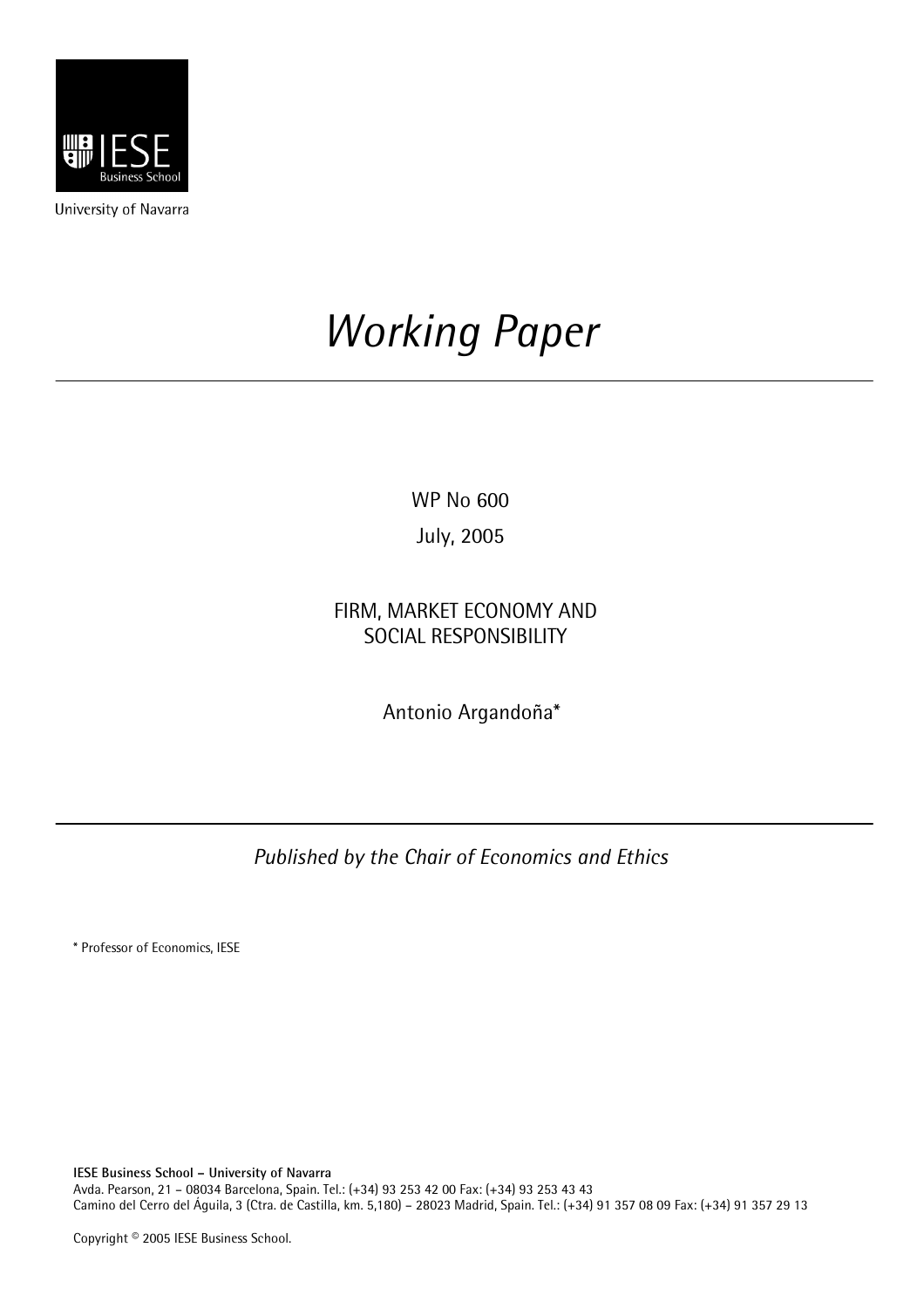IESE Business School

University of Navarra

# *Working Paper*

WP No 600

July, 2005

## FIRM, MARKET ECONOMY AND SOCIAL RESPONSIBILITY

Antonio Argandoña*

*Published by the Chair of Economics and Ethics*

* Professor of Economics, IESE

**IESE Business School – University of Navarra**

Avda. Pearson, 21 – 08034 Barcelona, Spain. Tel.: (+34) 93 253 42 00 Fax: (+34) 93 253 43 43

Camino del Cerro del Águila, 3 (Ctra. de Castilla, km. 5,180) – 28023 Madrid, Spain. Tel.: (+34) 91 357 08 09 Fax: (+34) 91 357 29 13

Copyright © 2005 IESE Business School.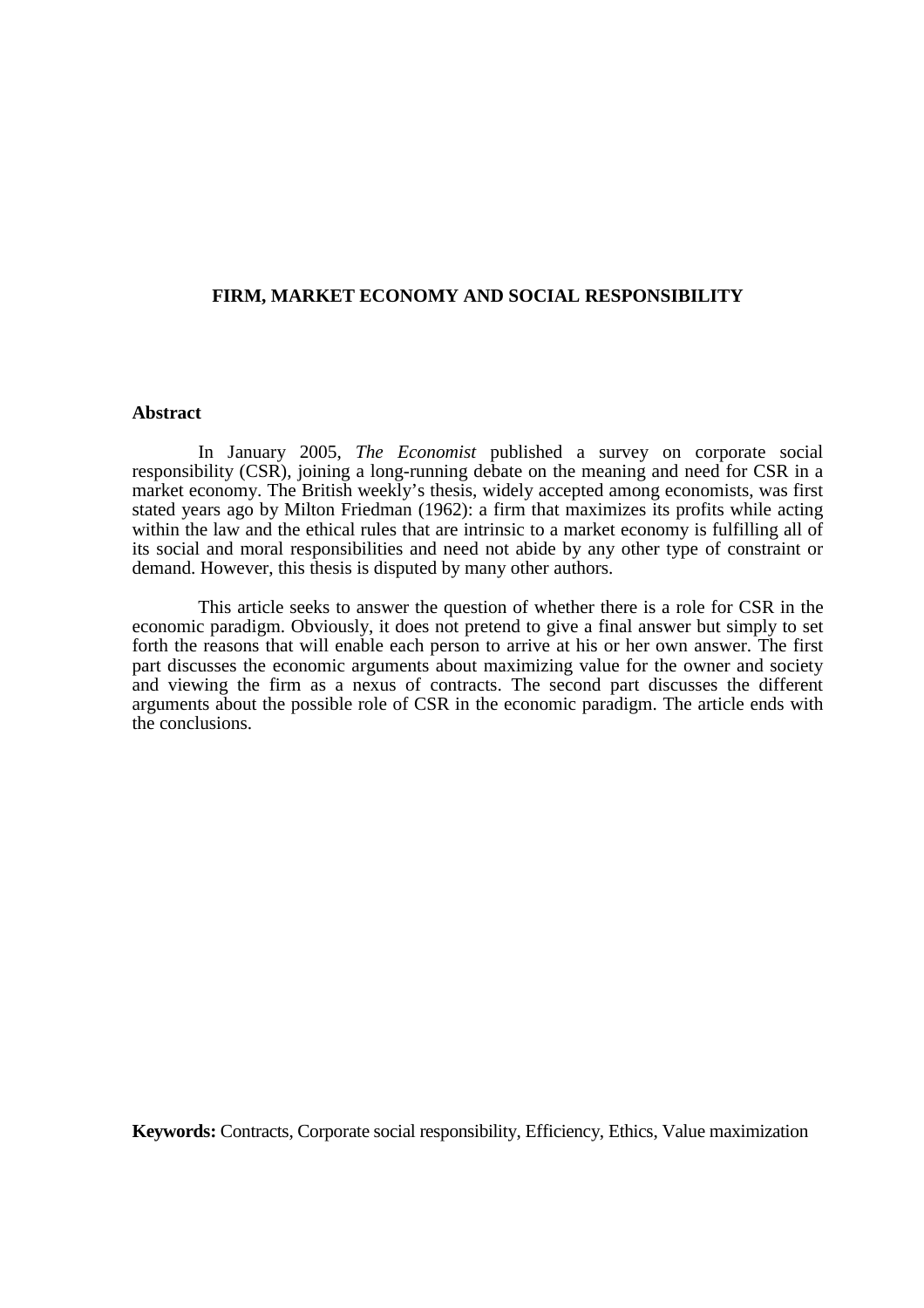**FIRM, MARKET ECONOMY AND SOCIAL RESPONSIBILITY**

**Abstract**

In January 2005, *The Economist* published a survey on corporate social responsibility (CSR), joining a long-running debate on the meaning and need for CSR in a market economy. The British weekly's thesis, widely accepted among economists, was first stated years ago by Milton Friedman (1962): a firm that maximizes its profits while acting within the law and the ethical rules that are intrinsic to a market economy is fulfilling all of its social and moral responsibilities and need not abide by any other type of constraint or demand. However, this thesis is disputed by many other authors.

This article seeks to answer the question of whether there is a role for CSR in the economic paradigm. Obviously, it does not pretend to give a final answer but simply to set forth the reasons that will enable each person to arrive at his or her own answer. The first part discusses the economic arguments about maximizing value for the owner and society and viewing the firm as a nexus of contracts. The second part discusses the different arguments about the possible role of CSR in the economic paradigm. The article ends with the conclusions.

**Keywords:** Contracts, Corporate social responsibility, Efficiency, Ethics, Value maximization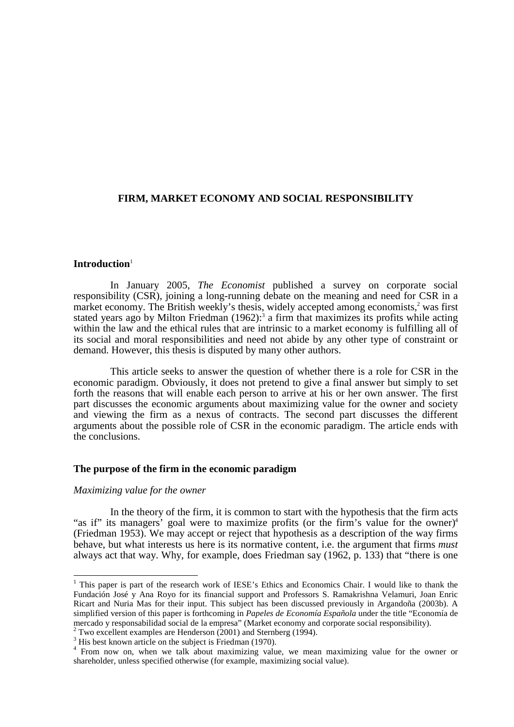**FIRM, MARKET ECONOMY AND SOCIAL RESPONSIBILITY**

## Introduction[1]

In January 2005, *The Economist* published a survey on corporate social responsibility (CSR), joining a long-running debate on the meaning and need for CSR in a market economy. The British weekly's thesis, widely accepted among economists,[2] was first stated years ago by Milton Friedman (1962):[3] a firm that maximizes its profits while acting within the law and the ethical rules that are intrinsic to a market economy is fulfilling all of its social and moral responsibilities and need not abide by any other type of constraint or demand. However, this thesis is disputed by many other authors.

This article seeks to answer the question of whether there is a role for CSR in the economic paradigm. Obviously, it does not pretend to give a final answer but simply to set forth the reasons that will enable each person to arrive at his or her own answer. The first part discusses the economic arguments about maximizing value for the owner and society and viewing the firm as a nexus of contracts. The second part discusses the different arguments about the possible role of CSR in the economic paradigm. The article ends with the conclusions.

## The purpose of the firm in the economic paradigm

### *Maximizing value for the owner*

In the theory of the firm, it is common to start with the hypothesis that the firm acts "as if" its managers' goal were to maximize profits (or the firm's value for the owner)[4] (Friedman 1953). We may accept or reject that hypothesis as a description of the way firms behave, but what interests us here is its normative content, i.e. the argument that firms *must* always act that way. Why, for example, does Friedman say (1962, p. 133) that "there is one

---

[1] This paper is part of the research work of IESE's Ethics and Economics Chair. I would like to thank the Fundación José y Ana Royo for its financial support and Professors S. Ramakrishna Velamuri, Joan Enric Ricart and Nuria Mas for their input. This subject has been discussed previously in Argandoña (2003b). A simplified version of this paper is forthcoming in *Papeles de Economía Española* under the title "Economía de mercado y responsabilidad social de la empresa" (Market economy and corporate social responsibility).

[2] Two excellent examples are Henderson (2001) and Sternberg (1994).

[3] His best known article on the subject is Friedman (1970).

[4] From now on, when we talk about maximizing value, we mean maximizing value for the owner or shareholder, unless specified otherwise (for example, maximizing social value).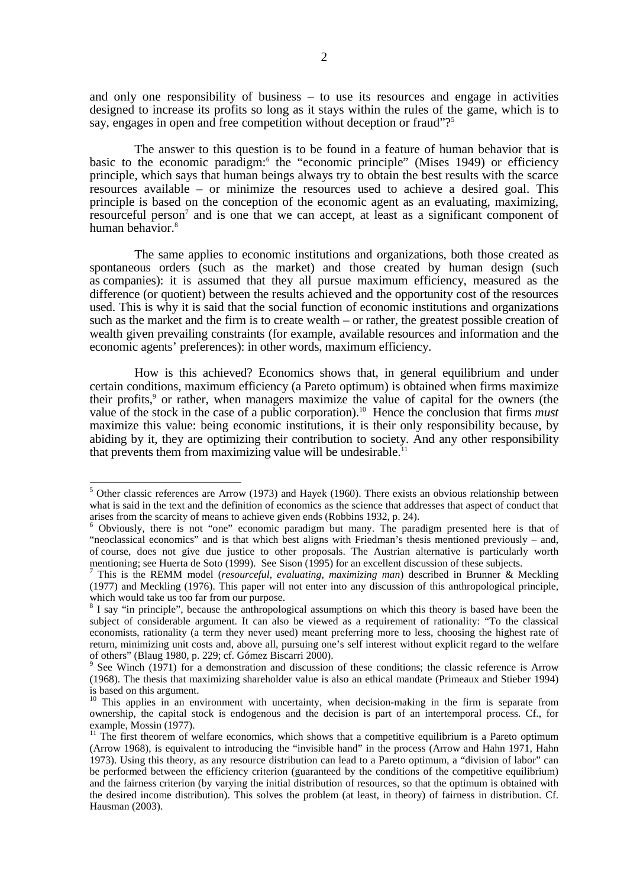and only one responsibility of business – to use its resources and engage in activities designed to increase its profits so long as it stays within the rules of the game, which is to say, engages in open and free competition without deception or fraud"?[5]

The answer to this question is to be found in a feature of human behavior that is basic to the economic paradigm:[6] the "economic principle" (Mises 1949) or efficiency principle, which says that human beings always try to obtain the best results with the scarce resources available – or minimize the resources used to achieve a desired goal. This principle is based on the conception of the economic agent as an evaluating, maximizing, resourceful person[7] and is one that we can accept, at least as a significant component of human behavior.[8]

The same applies to economic institutions and organizations, both those created as spontaneous orders (such as the market) and those created by human design (such as companies): it is assumed that they all pursue maximum efficiency, measured as the difference (or quotient) between the results achieved and the opportunity cost of the resources used. This is why it is said that the social function of economic institutions and organizations such as the market and the firm is to create wealth – or rather, the greatest possible creation of wealth given prevailing constraints (for example, available resources and information and the economic agents' preferences): in other words, maximum efficiency.

How is this achieved? Economics shows that, in general equilibrium and under certain conditions, maximum efficiency (a Pareto optimum) is obtained when firms maximize their profits,[9] or rather, when managers maximize the value of capital for the owners (the value of the stock in the case of a public corporation).[10] Hence the conclusion that firms *must* maximize this value: being economic institutions, it is their only responsibility because, by abiding by it, they are optimizing their contribution to society. And any other responsibility that prevents them from maximizing value will be undesirable.[11]

---

[5] Other classic references are Arrow (1973) and Hayek (1960). There exists an obvious relationship between what is said in the text and the definition of economics as the science that addresses that aspect of conduct that arises from the scarcity of means to achieve given ends (Robbins 1932, p. 24).

[6] Obviously, there is not "one" economic paradigm but many. The paradigm presented here is that of "neoclassical economics" and is that which best aligns with Friedman's thesis mentioned previously – and, of course, does not give due justice to other proposals. The Austrian alternative is particularly worth mentioning; see Huerta de Soto (1999). See Sison (1995) for an excellent discussion of these subjects.

[7] This is the REMM model (*resourceful, evaluating, maximizing man*) described in Brunner & Meckling (1977) and Meckling (1976). This paper will not enter into any discussion of this anthropological principle, which would take us too far from our purpose.

[8] I say "in principle", because the anthropological assumptions on which this theory is based have been the subject of considerable argument. It can also be viewed as a requirement of rationality: "To the classical economists, rationality (a term they never used) meant preferring more to less, choosing the highest rate of return, minimizing unit costs and, above all, pursuing one's self interest without explicit regard to the welfare of others" (Blaug 1980, p. 229; cf. Gómez Biscarri 2000).

[9] See Winch (1971) for a demonstration and discussion of these conditions; the classic reference is Arrow (1968). The thesis that maximizing shareholder value is also an ethical mandate (Primeaux and Stieber 1994) is based on this argument.

[10] This applies in an environment with uncertainty, when decision-making in the firm is separate from ownership, the capital stock is endogenous and the decision is part of an intertemporal process. Cf., for example, Mossin (1977).

[11] The first theorem of welfare economics, which shows that a competitive equilibrium is a Pareto optimum (Arrow 1968), is equivalent to introducing the "invisible hand" in the process (Arrow and Hahn 1971, Hahn 1973). Using this theory, as any resource distribution can lead to a Pareto optimum, a "division of labor" can be performed between the efficiency criterion (guaranteed by the conditions of the competitive equilibrium) and the fairness criterion (by varying the initial distribution of resources, so that the optimum is obtained with the desired income distribution). This solves the problem (at least, in theory) of fairness in distribution. Cf. Hausman (2003).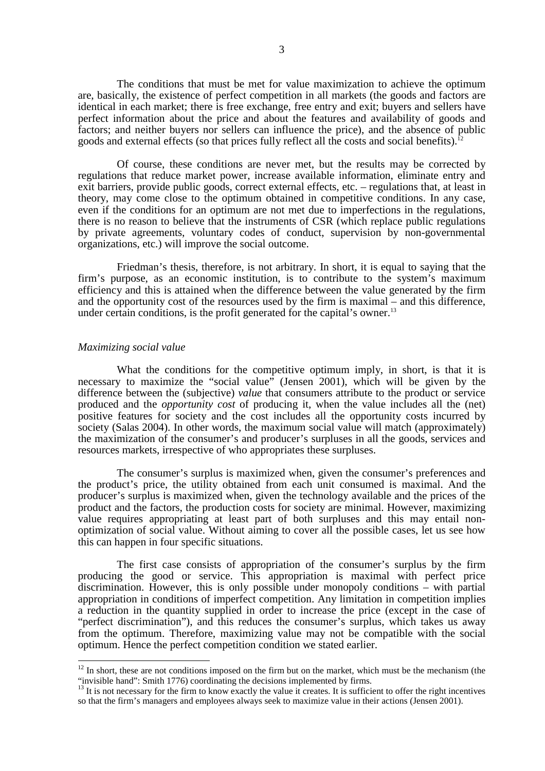The conditions that must be met for value maximization to achieve the optimum are, basically, the existence of perfect competition in all markets (the goods and factors are identical in each market; there is free exchange, free entry and exit; buyers and sellers have perfect information about the price and about the features and availability of goods and factors; and neither buyers nor sellers can influence the price), and the absence of public goods and external effects (so that prices fully reflect all the costs and social benefits).[12]

Of course, these conditions are never met, but the results may be corrected by regulations that reduce market power, increase available information, eliminate entry and exit barriers, provide public goods, correct external effects, etc. – regulations that, at least in theory, may come close to the optimum obtained in competitive conditions. In any case, even if the conditions for an optimum are not met due to imperfections in the regulations, there is no reason to believe that the instruments of CSR (which replace public regulations by private agreements, voluntary codes of conduct, supervision by non-governmental organizations, etc.) will improve the social outcome.

Friedman's thesis, therefore, is not arbitrary. In short, it is equal to saying that the firm's purpose, as an economic institution, is to contribute to the system's maximum efficiency and this is attained when the difference between the value generated by the firm and the opportunity cost of the resources used by the firm is maximal – and this difference, under certain conditions, is the profit generated for the capital's owner.[13]

*Maximizing social value*

What the conditions for the competitive optimum imply, in short, is that it is necessary to maximize the "social value" (Jensen 2001), which will be given by the difference between the (subjective) *value* that consumers attribute to the product or service produced and the *opportunity cost* of producing it, when the value includes all the (net) positive features for society and the cost includes all the opportunity costs incurred by society (Salas 2004). In other words, the maximum social value will match (approximately) the maximization of the consumer's and producer's surpluses in all the goods, services and resources markets, irrespective of who appropriates these surpluses.

The consumer's surplus is maximized when, given the consumer's preferences and the product's price, the utility obtained from each unit consumed is maximal. And the producer's surplus is maximized when, given the technology available and the prices of the product and the factors, the production costs for society are minimal. However, maximizing value requires appropriating at least part of both surpluses and this may entail non-optimization of social value. Without aiming to cover all the possible cases, let us see how this can happen in four specific situations.

The first case consists of appropriation of the consumer's surplus by the firm producing the good or service. This appropriation is maximal with perfect price discrimination. However, this is only possible under monopoly conditions – with partial appropriation in conditions of imperfect competition. Any limitation in competition implies a reduction in the quantity supplied in order to increase the price (except in the case of "perfect discrimination"), and this reduces the consumer's surplus, which takes us away from the optimum. Therefore, maximizing value may not be compatible with the social optimum. Hence the perfect competition condition we stated earlier.

---

[12] In short, these are not conditions imposed on the firm but on the market, which must be the mechanism (the "invisible hand": Smith 1776) coordinating the decisions implemented by firms.

[13] It is not necessary for the firm to know exactly the value it creates. It is sufficient to offer the right incentives so that the firm's managers and employees always seek to maximize value in their actions (Jensen 2001).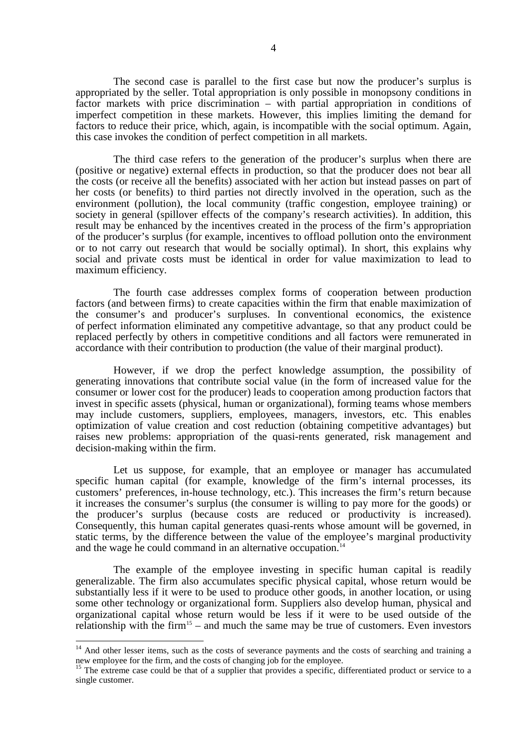The second case is parallel to the first case but now the producer's surplus is appropriated by the seller. Total appropriation is only possible in monopsony conditions in factor markets with price discrimination – with partial appropriation in conditions of imperfect competition in these markets. However, this implies limiting the demand for factors to reduce their price, which, again, is incompatible with the social optimum. Again, this case invokes the condition of perfect competition in all markets.

The third case refers to the generation of the producer's surplus when there are (positive or negative) external effects in production, so that the producer does not bear all the costs (or receive all the benefits) associated with her action but instead passes on part of her costs (or benefits) to third parties not directly involved in the operation, such as the environment (pollution), the local community (traffic congestion, employee training) or society in general (spillover effects of the company's research activities). In addition, this result may be enhanced by the incentives created in the process of the firm's appropriation of the producer's surplus (for example, incentives to offload pollution onto the environment or to not carry out research that would be socially optimal). In short, this explains why social and private costs must be identical in order for value maximization to lead to maximum efficiency.

The fourth case addresses complex forms of cooperation between production factors (and between firms) to create capacities within the firm that enable maximization of the consumer's and producer's surpluses. In conventional economics, the existence of perfect information eliminated any competitive advantage, so that any product could be replaced perfectly by others in competitive conditions and all factors were remunerated in accordance with their contribution to production (the value of their marginal product).

However, if we drop the perfect knowledge assumption, the possibility of generating innovations that contribute social value (in the form of increased value for the consumer or lower cost for the producer) leads to cooperation among production factors that invest in specific assets (physical, human or organizational), forming teams whose members may include customers, suppliers, employees, managers, investors, etc. This enables optimization of value creation and cost reduction (obtaining competitive advantages) but raises new problems: appropriation of the quasi-rents generated, risk management and decision-making within the firm.

Let us suppose, for example, that an employee or manager has accumulated specific human capital (for example, knowledge of the firm's internal processes, its customers' preferences, in-house technology, etc.). This increases the firm's return because it increases the consumer's surplus (the consumer is willing to pay more for the goods) or the producer's surplus (because costs are reduced or productivity is increased). Consequently, this human capital generates quasi-rents whose amount will be governed, in static terms, by the difference between the value of the employee's marginal productivity and the wage he could command in an alternative occupation.[14]

The example of the employee investing in specific human capital is readily generalizable. The firm also accumulates specific physical capital, whose return would be substantially less if it were to be used to produce other goods, in another location, or using some other technology or organizational form. Suppliers also develop human, physical and organizational capital whose return would be less if it were to be used outside of the relationship with the firm[15] – and much the same may be true of customers. Even investors

---

[14] And other lesser items, such as the costs of severance payments and the costs of searching and training a new employee for the firm, and the costs of changing job for the employee.

[15] The extreme case could be that of a supplier that provides a specific, differentiated product or service to a single customer.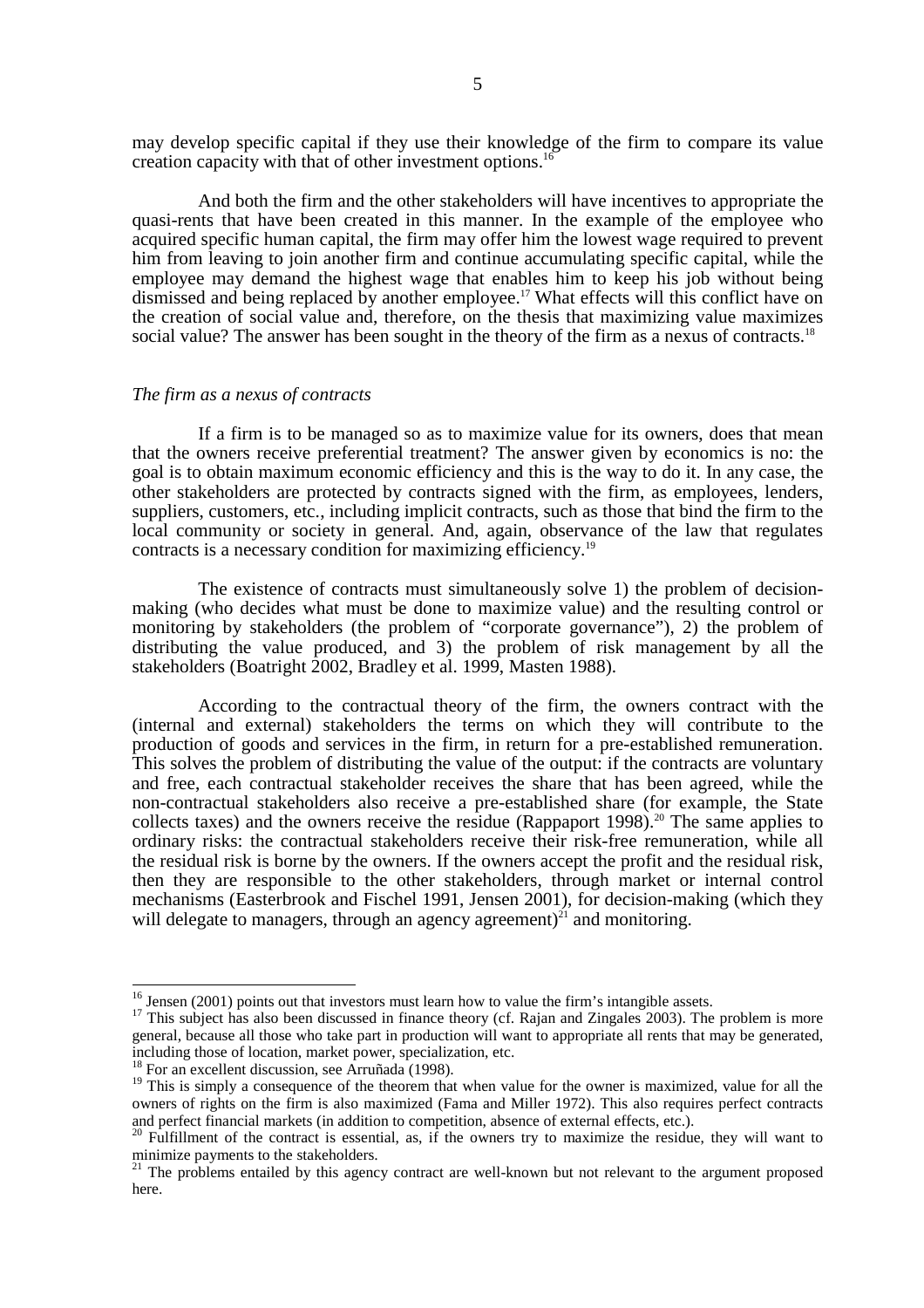may develop specific capital if they use their knowledge of the firm to compare its value creation capacity with that of other investment options.[16]

And both the firm and the other stakeholders will have incentives to appropriate the quasi-rents that have been created in this manner. In the example of the employee who acquired specific human capital, the firm may offer him the lowest wage required to prevent him from leaving to join another firm and continue accumulating specific capital, while the employee may demand the highest wage that enables him to keep his job without being dismissed and being replaced by another employee.[17] What effects will this conflict have on the creation of social value and, therefore, on the thesis that maximizing value maximizes social value? The answer has been sought in the theory of the firm as a nexus of contracts.[18]

*The firm as a nexus of contracts*

If a firm is to be managed so as to maximize value for its owners, does that mean that the owners receive preferential treatment? The answer given by economics is no: the goal is to obtain maximum economic efficiency and this is the way to do it. In any case, the other stakeholders are protected by contracts signed with the firm, as employees, lenders, suppliers, customers, etc., including implicit contracts, such as those that bind the firm to the local community or society in general. And, again, observance of the law that regulates contracts is a necessary condition for maximizing efficiency.[19]

The existence of contracts must simultaneously solve 1) the problem of decision-making (who decides what must be done to maximize value) and the resulting control or monitoring by stakeholders (the problem of "corporate governance"), 2) the problem of distributing the value produced, and 3) the problem of risk management by all the stakeholders (Boatright 2002, Bradley et al. 1999, Masten 1988).

According to the contractual theory of the firm, the owners contract with the (internal and external) stakeholders the terms on which they will contribute to the production of goods and services in the firm, in return for a pre-established remuneration. This solves the problem of distributing the value of the output: if the contracts are voluntary and free, each contractual stakeholder receives the share that has been agreed, while the non-contractual stakeholders also receive a pre-established share (for example, the State collects taxes) and the owners receive the residue (Rappaport 1998).[20] The same applies to ordinary risks: the contractual stakeholders receive their risk-free remuneration, while all the residual risk is borne by the owners. If the owners accept the profit and the residual risk, then they are responsible to the other stakeholders, through market or internal control mechanisms (Easterbrook and Fischel 1991, Jensen 2001), for decision-making (which they will delegate to managers, through an agency agreement)[21] and monitoring.

---

[16] Jensen (2001) points out that investors must learn how to value the firm's intangible assets.

[17] This subject has also been discussed in finance theory (cf. Rajan and Zingales 2003). The problem is more general, because all those who take part in production will want to appropriate all rents that may be generated, including those of location, market power, specialization, etc.

[18] For an excellent discussion, see Arruñada (1998).

[19] This is simply a consequence of the theorem that when value for the owner is maximized, value for all the owners of rights on the firm is also maximized (Fama and Miller 1972). This also requires perfect contracts and perfect financial markets (in addition to competition, absence of external effects, etc.).

[20] Fulfillment of the contract is essential, as, if the owners try to maximize the residue, they will want to minimize payments to the stakeholders.

[21] The problems entailed by this agency contract are well-known but not relevant to the argument proposed here.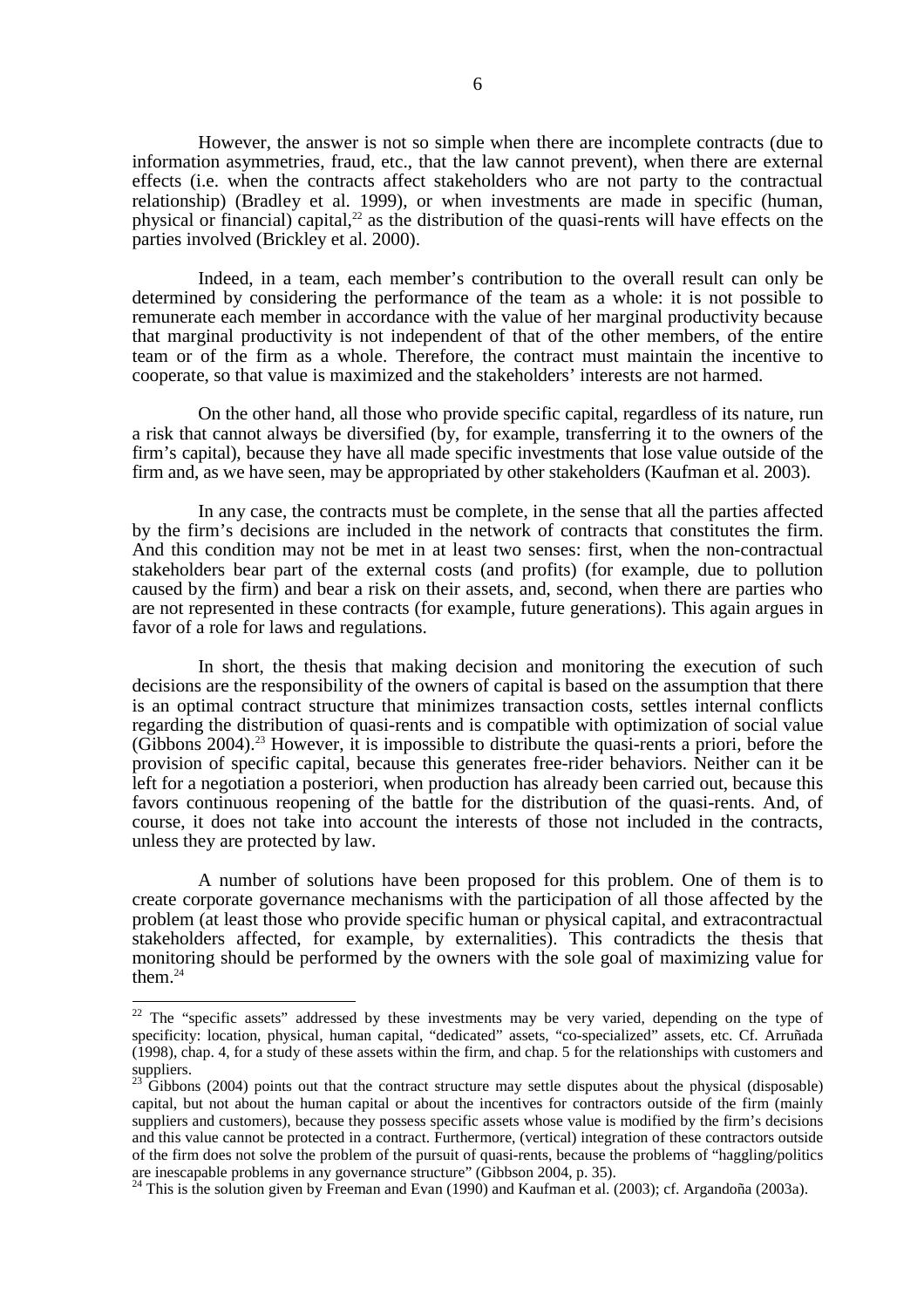However, the answer is not so simple when there are incomplete contracts (due to information asymmetries, fraud, etc., that the law cannot prevent), when there are external effects (i.e. when the contracts affect stakeholders who are not party to the contractual relationship) (Bradley et al. 1999), or when investments are made in specific (human, physical or financial) capital,[22] as the distribution of the quasi-rents will have effects on the parties involved (Brickley et al. 2000).

Indeed, in a team, each member's contribution to the overall result can only be determined by considering the performance of the team as a whole: it is not possible to remunerate each member in accordance with the value of her marginal productivity because that marginal productivity is not independent of that of the other members, of the entire team or of the firm as a whole. Therefore, the contract must maintain the incentive to cooperate, so that value is maximized and the stakeholders' interests are not harmed.

On the other hand, all those who provide specific capital, regardless of its nature, run a risk that cannot always be diversified (by, for example, transferring it to the owners of the firm's capital), because they have all made specific investments that lose value outside of the firm and, as we have seen, may be appropriated by other stakeholders (Kaufman et al. 2003).

In any case, the contracts must be complete, in the sense that all the parties affected by the firm's decisions are included in the network of contracts that constitutes the firm. And this condition may not be met in at least two senses: first, when the non-contractual stakeholders bear part of the external costs (and profits) (for example, due to pollution caused by the firm) and bear a risk on their assets, and, second, when there are parties who are not represented in these contracts (for example, future generations). This again argues in favor of a role for laws and regulations.

In short, the thesis that making decision and monitoring the execution of such decisions are the responsibility of the owners of capital is based on the assumption that there is an optimal contract structure that minimizes transaction costs, settles internal conflicts regarding the distribution of quasi-rents and is compatible with optimization of social value (Gibbons 2004).[23] However, it is impossible to distribute the quasi-rents a priori, before the provision of specific capital, because this generates free-rider behaviors. Neither can it be left for a negotiation a posteriori, when production has already been carried out, because this favors continuous reopening of the battle for the distribution of the quasi-rents. And, of course, it does not take into account the interests of those not included in the contracts, unless they are protected by law.

A number of solutions have been proposed for this problem. One of them is to create corporate governance mechanisms with the participation of all those affected by the problem (at least those who provide specific human or physical capital, and extracontractual stakeholders affected, for example, by externalities). This contradicts the thesis that monitoring should be performed by the owners with the sole goal of maximizing value for them.[24]

---

[22] The "specific assets" addressed by these investments may be very varied, depending on the type of specificity: location, physical, human capital, "dedicated" assets, "co-specialized" assets, etc. Cf. Arruñada (1998), chap. 4, for a study of these assets within the firm, and chap. 5 for the relationships with customers and suppliers.

[23] Gibbons (2004) points out that the contract structure may settle disputes about the physical (disposable) capital, but not about the human capital or about the incentives for contractors outside of the firm (mainly suppliers and customers), because they possess specific assets whose value is modified by the firm's decisions and this value cannot be protected in a contract. Furthermore, (vertical) integration of these contractors outside of the firm does not solve the problem of the pursuit of quasi-rents, because the problems of "haggling/politics are inescapable problems in any governance structure" (Gibbson 2004, p. 35).

[24] This is the solution given by Freeman and Evan (1990) and Kaufman et al. (2003); cf. Argandoña (2003a).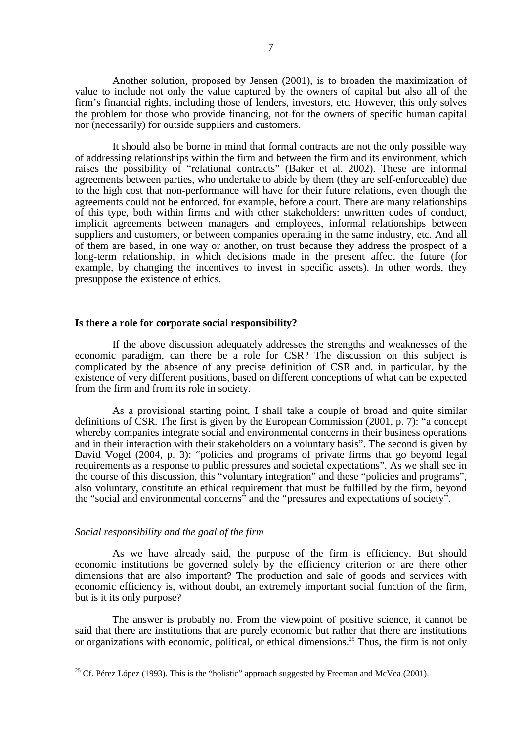Another solution, proposed by Jensen (2001), is to broaden the maximization of value to include not only the value captured by the owners of capital but also all of the firm's financial rights, including those of lenders, investors, etc. However, this only solves the problem for those who provide financing, not for the owners of specific human capital nor (necessarily) for outside suppliers and customers.

It should also be borne in mind that formal contracts are not the only possible way of addressing relationships within the firm and between the firm and its environment, which raises the possibility of "relational contracts" (Baker et al. 2002). These are informal agreements between parties, who undertake to abide by them (they are self-enforceable) due to the high cost that non-performance will have for their future relations, even though the agreements could not be enforced, for example, before a court. There are many relationships of this type, both within firms and with other stakeholders: unwritten codes of conduct, implicit agreements between managers and employees, informal relationships between suppliers and customers, or between companies operating in the same industry, etc. And all of them are based, in one way or another, on trust because they address the prospect of a long-term relationship, in which decisions made in the present affect the future (for example, by changing the incentives to invest in specific assets). In other words, they presuppose the existence of ethics.

## Is there a role for corporate social responsibility?

If the above discussion adequately addresses the strengths and weaknesses of the economic paradigm, can there be a role for CSR? The discussion on this subject is complicated by the absence of any precise definition of CSR and, in particular, by the existence of very different positions, based on different conceptions of what can be expected from the firm and from its role in society.

As a provisional starting point, I shall take a couple of broad and quite similar definitions of CSR. The first is given by the European Commission (2001, p. 7): "a concept whereby companies integrate social and environmental concerns in their business operations and in their interaction with their stakeholders on a voluntary basis". The second is given by David Vogel (2004, p. 3): "policies and programs of private firms that go beyond legal requirements as a response to public pressures and societal expectations". As we shall see in the course of this discussion, this "voluntary integration" and these "policies and programs", also voluntary, constitute an ethical requirement that must be fulfilled by the firm, beyond the "social and environmental concerns" and the "pressures and expectations of society".

### *Social responsibility and the goal of the firm*

As we have already said, the purpose of the firm is efficiency. But should economic institutions be governed solely by the efficiency criterion or are there other dimensions that are also important? The production and sale of goods and services with economic efficiency is, without doubt, an extremely important social function of the firm, but is it its only purpose?

The answer is probably no. From the viewpoint of positive science, it cannot be said that there are institutions that are purely economic but rather that there are institutions or organizations with economic, political, or ethical dimensions.[25] Thus, the firm is not only

[25] Cf. Pérez López (1993). This is the "holistic" approach suggested by Freeman and McVea (2001).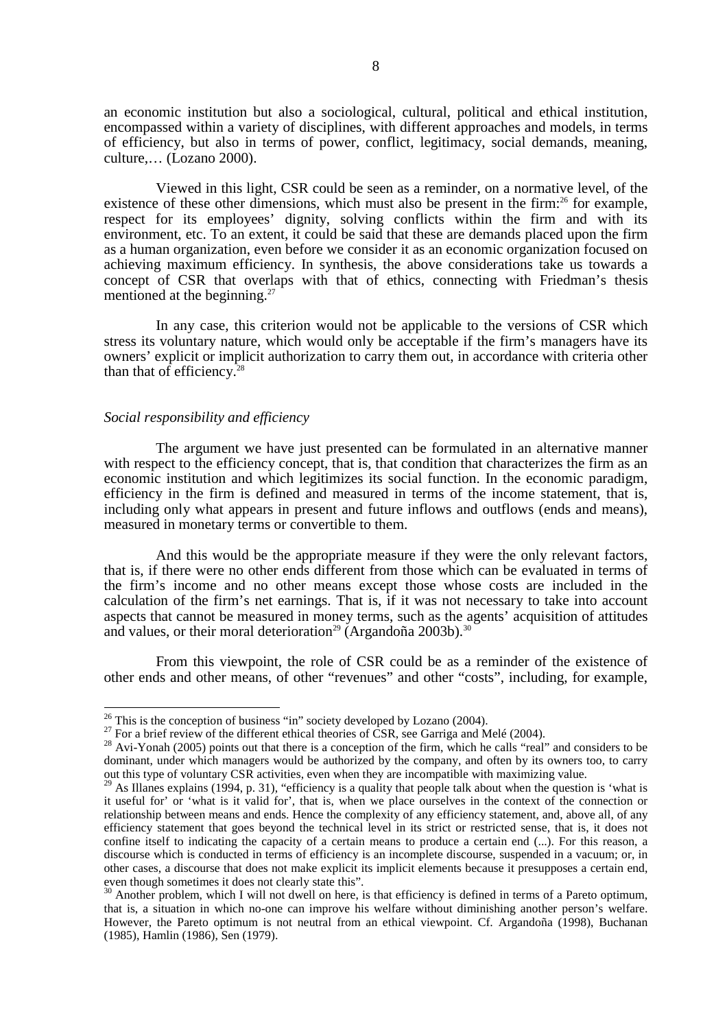an economic institution but also a sociological, cultural, political and ethical institution, encompassed within a variety of disciplines, with different approaches and models, in terms of efficiency, but also in terms of power, conflict, legitimacy, social demands, meaning, culture,… (Lozano 2000).

Viewed in this light, CSR could be seen as a reminder, on a normative level, of the existence of these other dimensions, which must also be present in the firm:[26] for example, respect for its employees' dignity, solving conflicts within the firm and with its environment, etc. To an extent, it could be said that these are demands placed upon the firm as a human organization, even before we consider it as an economic organization focused on achieving maximum efficiency. In synthesis, the above considerations take us towards a concept of CSR that overlaps with that of ethics, connecting with Friedman's thesis mentioned at the beginning.[27]

In any case, this criterion would not be applicable to the versions of CSR which stress its voluntary nature, which would only be acceptable if the firm's managers have its owners' explicit or implicit authorization to carry them out, in accordance with criteria other than that of efficiency.[28]

*Social responsibility and efficiency*

The argument we have just presented can be formulated in an alternative manner with respect to the efficiency concept, that is, that condition that characterizes the firm as an economic institution and which legitimizes its social function. In the economic paradigm, efficiency in the firm is defined and measured in terms of the income statement, that is, including only what appears in present and future inflows and outflows (ends and means), measured in monetary terms or convertible to them.

And this would be the appropriate measure if they were the only relevant factors, that is, if there were no other ends different from those which can be evaluated in terms of the firm's income and no other means except those whose costs are included in the calculation of the firm's net earnings. That is, if it was not necessary to take into account aspects that cannot be measured in money terms, such as the agents' acquisition of attitudes and values, or their moral deterioration[29] (Argandoña 2003b).[30]

From this viewpoint, the role of CSR could be as a reminder of the existence of other ends and other means, of other "revenues" and other "costs", including, for example,

---

[26] This is the conception of business "in" society developed by Lozano (2004).

[27] For a brief review of the different ethical theories of CSR, see Garriga and Melé (2004).

[28] Avi-Yonah (2005) points out that there is a conception of the firm, which he calls "real" and considers to be dominant, under which managers would be authorized by the company, and often by its owners too, to carry out this type of voluntary CSR activities, even when they are incompatible with maximizing value.

[29] As Illanes explains (1994, p. 31), "efficiency is a quality that people talk about when the question is 'what is it useful for' or 'what is it valid for', that is, when we place ourselves in the context of the connection or relationship between means and ends. Hence the complexity of any efficiency statement, and, above all, of any efficiency statement that goes beyond the technical level in its strict or restricted sense, that is, it does not confine itself to indicating the capacity of a certain means to produce a certain end (...). For this reason, a discourse which is conducted in terms of efficiency is an incomplete discourse, suspended in a vacuum; or, in other cases, a discourse that does not make explicit its implicit elements because it presupposes a certain end, even though sometimes it does not clearly state this".

[30] Another problem, which I will not dwell on here, is that efficiency is defined in terms of a Pareto optimum, that is, a situation in which no-one can improve his welfare without diminishing another person's welfare. However, the Pareto optimum is not neutral from an ethical viewpoint. Cf. Argandoña (1998), Buchanan (1985), Hamlin (1986), Sen (1979).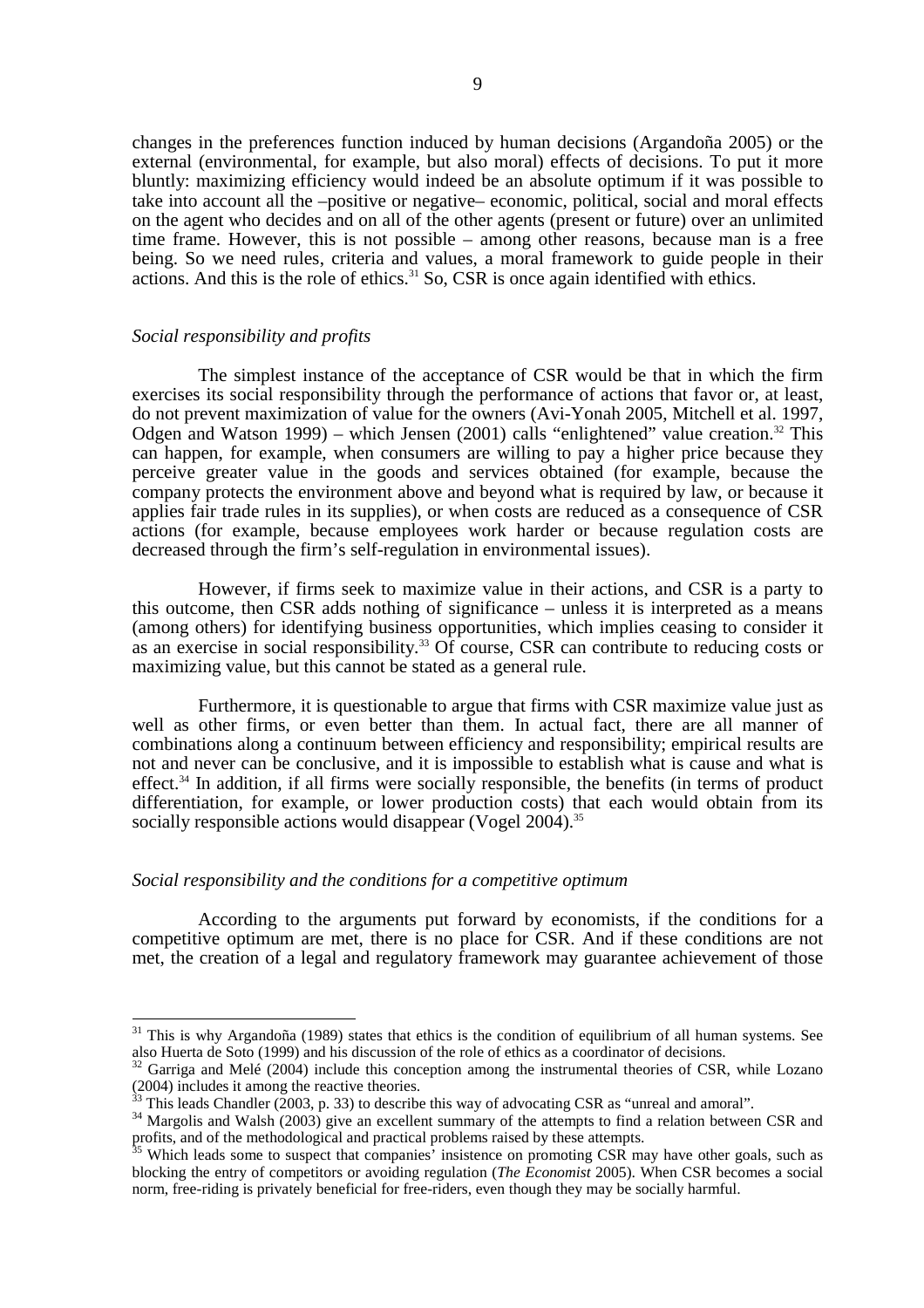changes in the preferences function induced by human decisions (Argandoña 2005) or the external (environmental, for example, but also moral) effects of decisions. To put it more bluntly: maximizing efficiency would indeed be an absolute optimum if it was possible to take into account all the –positive or negative– economic, political, social and moral effects on the agent who decides and on all of the other agents (present or future) over an unlimited time frame. However, this is not possible – among other reasons, because man is a free being. So we need rules, criteria and values, a moral framework to guide people in their actions. And this is the role of ethics.[31] So, CSR is once again identified with ethics.

*Social responsibility and profits*

The simplest instance of the acceptance of CSR would be that in which the firm exercises its social responsibility through the performance of actions that favor or, at least, do not prevent maximization of value for the owners (Avi-Yonah 2005, Mitchell et al. 1997, Odgen and Watson 1999) – which Jensen (2001) calls "enlightened" value creation.[32] This can happen, for example, when consumers are willing to pay a higher price because they perceive greater value in the goods and services obtained (for example, because the company protects the environment above and beyond what is required by law, or because it applies fair trade rules in its supplies), or when costs are reduced as a consequence of CSR actions (for example, because employees work harder or because regulation costs are decreased through the firm's self-regulation in environmental issues).

However, if firms seek to maximize value in their actions, and CSR is a party to this outcome, then CSR adds nothing of significance – unless it is interpreted as a means (among others) for identifying business opportunities, which implies ceasing to consider it as an exercise in social responsibility.[33] Of course, CSR can contribute to reducing costs or maximizing value, but this cannot be stated as a general rule.

Furthermore, it is questionable to argue that firms with CSR maximize value just as well as other firms, or even better than them. In actual fact, there are all manner of combinations along a continuum between efficiency and responsibility; empirical results are not and never can be conclusive, and it is impossible to establish what is cause and what is effect.[34] In addition, if all firms were socially responsible, the benefits (in terms of product differentiation, for example, or lower production costs) that each would obtain from its socially responsible actions would disappear (Vogel 2004).[35]

*Social responsibility and the conditions for a competitive optimum*

According to the arguments put forward by economists, if the conditions for a competitive optimum are met, there is no place for CSR. And if these conditions are not met, the creation of a legal and regulatory framework may guarantee achievement of those

---

[31] This is why Argandoña (1989) states that ethics is the condition of equilibrium of all human systems. See also Huerta de Soto (1999) and his discussion of the role of ethics as a coordinator of decisions.

[32] Garriga and Melé (2004) include this conception among the instrumental theories of CSR, while Lozano (2004) includes it among the reactive theories.

[33] This leads Chandler (2003, p. 33) to describe this way of advocating CSR as "unreal and amoral".

[34] Margolis and Walsh (2003) give an excellent summary of the attempts to find a relation between CSR and profits, and of the methodological and practical problems raised by these attempts.

[35] Which leads some to suspect that companies' insistence on promoting CSR may have other goals, such as blocking the entry of competitors or avoiding regulation (*The Economist* 2005). When CSR becomes a social norm, free-riding is privately beneficial for free-riders, even though they may be socially harmful.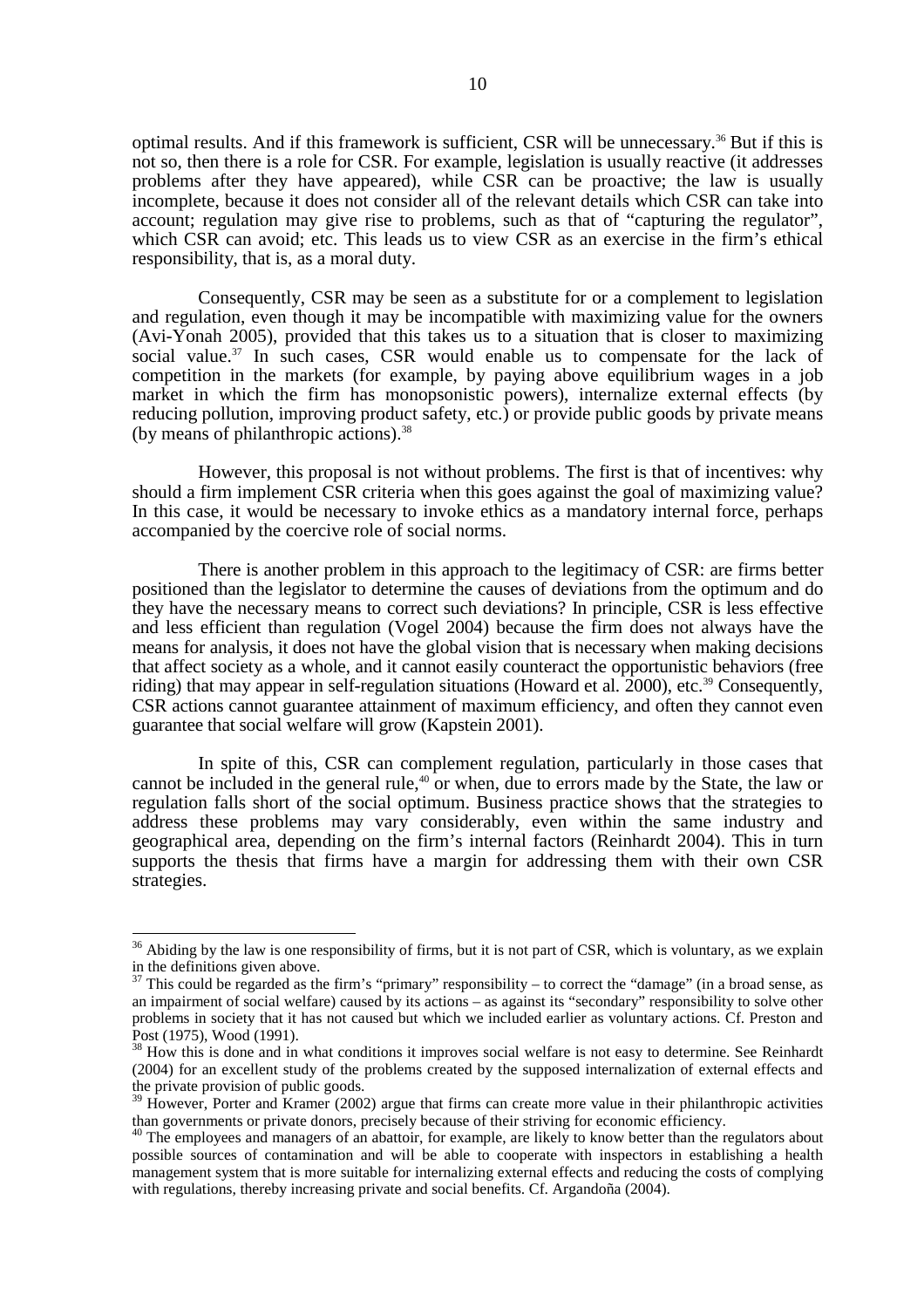optimal results. And if this framework is sufficient, CSR will be unnecessary.[36] But if this is not so, then there is a role for CSR. For example, legislation is usually reactive (it addresses problems after they have appeared), while CSR can be proactive; the law is usually incomplete, because it does not consider all of the relevant details which CSR can take into account; regulation may give rise to problems, such as that of "capturing the regulator", which CSR can avoid; etc. This leads us to view CSR as an exercise in the firm's ethical responsibility, that is, as a moral duty.

Consequently, CSR may be seen as a substitute for or a complement to legislation and regulation, even though it may be incompatible with maximizing value for the owners (Avi-Yonah 2005), provided that this takes us to a situation that is closer to maximizing social value.[37] In such cases, CSR would enable us to compensate for the lack of competition in the markets (for example, by paying above equilibrium wages in a job market in which the firm has monopsonistic powers), internalize external effects (by reducing pollution, improving product safety, etc.) or provide public goods by private means (by means of philanthropic actions).[38]

However, this proposal is not without problems. The first is that of incentives: why should a firm implement CSR criteria when this goes against the goal of maximizing value? In this case, it would be necessary to invoke ethics as a mandatory internal force, perhaps accompanied by the coercive role of social norms.

There is another problem in this approach to the legitimacy of CSR: are firms better positioned than the legislator to determine the causes of deviations from the optimum and do they have the necessary means to correct such deviations? In principle, CSR is less effective and less efficient than regulation (Vogel 2004) because the firm does not always have the means for analysis, it does not have the global vision that is necessary when making decisions that affect society as a whole, and it cannot easily counteract the opportunistic behaviors (free riding) that may appear in self-regulation situations (Howard et al. 2000), etc.[39] Consequently, CSR actions cannot guarantee attainment of maximum efficiency, and often they cannot even guarantee that social welfare will grow (Kapstein 2001).

In spite of this, CSR can complement regulation, particularly in those cases that cannot be included in the general rule,[40] or when, due to errors made by the State, the law or regulation falls short of the social optimum. Business practice shows that the strategies to address these problems may vary considerably, even within the same industry and geographical area, depending on the firm's internal factors (Reinhardt 2004). This in turn supports the thesis that firms have a margin for addressing them with their own CSR strategies.

---

[36] Abiding by the law is one responsibility of firms, but it is not part of CSR, which is voluntary, as we explain in the definitions given above.

[37] This could be regarded as the firm's "primary" responsibility – to correct the "damage" (in a broad sense, as an impairment of social welfare) caused by its actions – as against its "secondary" responsibility to solve other problems in society that it has not caused but which we included earlier as voluntary actions. Cf. Preston and Post (1975), Wood (1991).

[38] How this is done and in what conditions it improves social welfare is not easy to determine. See Reinhardt (2004) for an excellent study of the problems created by the supposed internalization of external effects and the private provision of public goods.

[39] However, Porter and Kramer (2002) argue that firms can create more value in their philanthropic activities than governments or private donors, precisely because of their striving for economic efficiency.

[40] The employees and managers of an abattoir, for example, are likely to know better than the regulators about possible sources of contamination and will be able to cooperate with inspectors in establishing a health management system that is more suitable for internalizing external effects and reducing the costs of complying with regulations, thereby increasing private and social benefits. Cf. Argandoña (2004).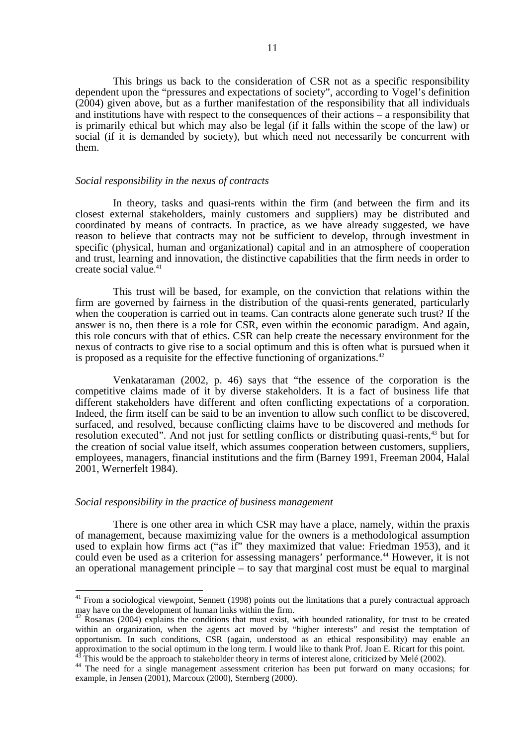This brings us back to the consideration of CSR not as a specific responsibility dependent upon the "pressures and expectations of society", according to Vogel's definition (2004) given above, but as a further manifestation of the responsibility that all individuals and institutions have with respect to the consequences of their actions – a responsibility that is primarily ethical but which may also be legal (if it falls within the scope of the law) or social (if it is demanded by society), but which need not necessarily be concurrent with them.

*Social responsibility in the nexus of contracts*

In theory, tasks and quasi-rents within the firm (and between the firm and its closest external stakeholders, mainly customers and suppliers) may be distributed and coordinated by means of contracts. In practice, as we have already suggested, we have reason to believe that contracts may not be sufficient to develop, through investment in specific (physical, human and organizational) capital and in an atmosphere of cooperation and trust, learning and innovation, the distinctive capabilities that the firm needs in order to create social value.[41]

This trust will be based, for example, on the conviction that relations within the firm are governed by fairness in the distribution of the quasi-rents generated, particularly when the cooperation is carried out in teams. Can contracts alone generate such trust? If the answer is no, then there is a role for CSR, even within the economic paradigm. And again, this role concurs with that of ethics. CSR can help create the necessary environment for the nexus of contracts to give rise to a social optimum and this is often what is pursued when it is proposed as a requisite for the effective functioning of organizations.[42]

Venkataraman (2002, p. 46) says that "the essence of the corporation is the competitive claims made of it by diverse stakeholders. It is a fact of business life that different stakeholders have different and often conflicting expectations of a corporation. Indeed, the firm itself can be said to be an invention to allow such conflict to be discovered, surfaced, and resolved, because conflicting claims have to be discovered and methods for resolution executed". And not just for settling conflicts or distributing quasi-rents,[43] but for the creation of social value itself, which assumes cooperation between customers, suppliers, employees, managers, financial institutions and the firm (Barney 1991, Freeman 2004, Halal 2001, Wernerfelt 1984).

*Social responsibility in the practice of business management*

There is one other area in which CSR may have a place, namely, within the praxis of management, because maximizing value for the owners is a methodological assumption used to explain how firms act ("as if" they maximized that value: Friedman 1953), and it could even be used as a criterion for assessing managers' performance.[44] However, it is not an operational management principle – to say that marginal cost must be equal to marginal

---

[41] From a sociological viewpoint, Sennett (1998) points out the limitations that a purely contractual approach may have on the development of human links within the firm.

[42] Rosanas (2004) explains the conditions that must exist, with bounded rationality, for trust to be created within an organization, when the agents act moved by "higher interests" and resist the temptation of opportunism. In such conditions, CSR (again, understood as an ethical responsibility) may enable an approximation to the social optimum in the long term. I would like to thank Prof. Joan E. Ricart for this point.

[43] This would be the approach to stakeholder theory in terms of interest alone, criticized by Melé (2002).

[44] The need for a single management assessment criterion has been put forward on many occasions; for example, in Jensen (2001), Marcoux (2000), Sternberg (2000).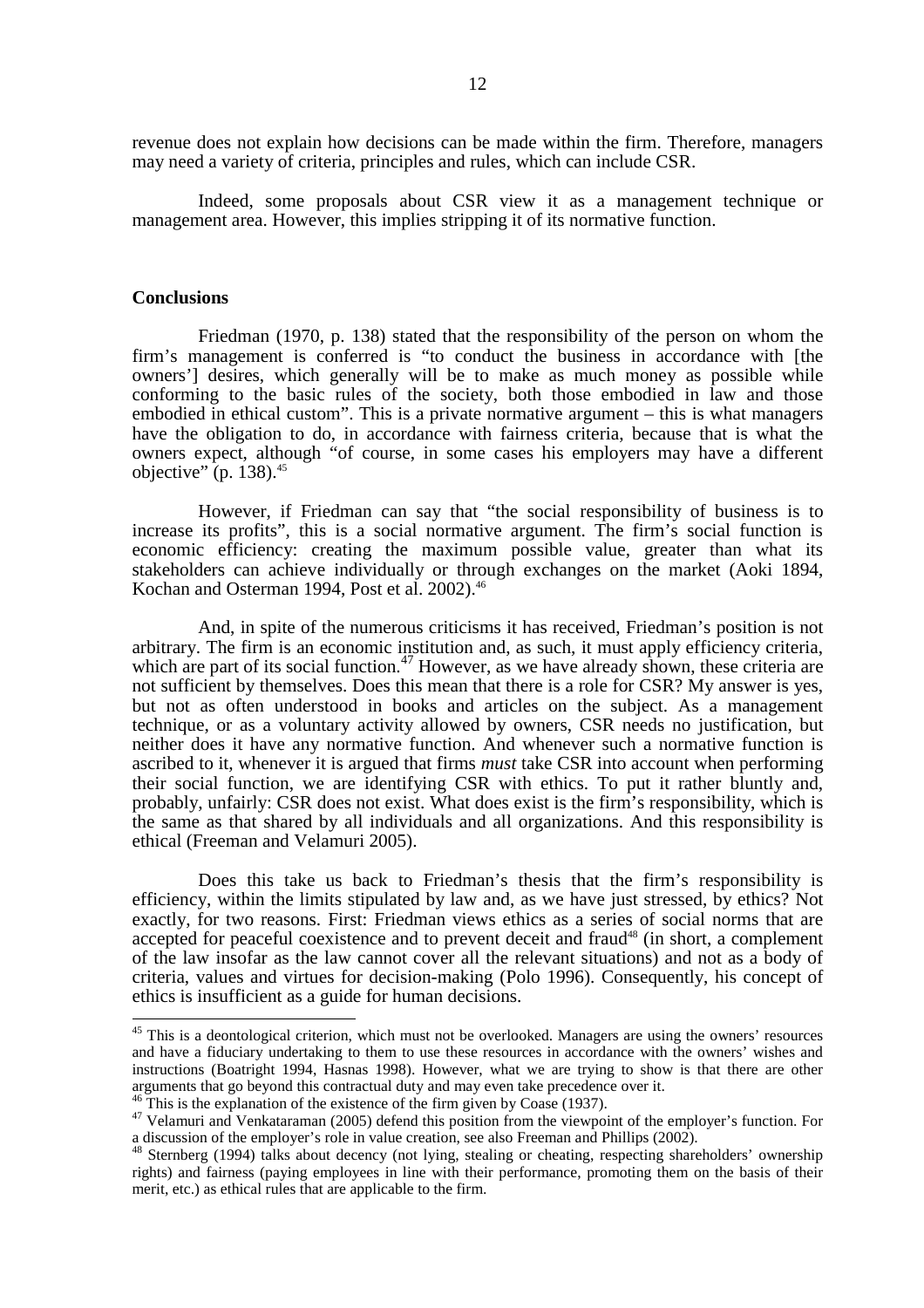revenue does not explain how decisions can be made within the firm. Therefore, managers may need a variety of criteria, principles and rules, which can include CSR.

Indeed, some proposals about CSR view it as a management technique or management area. However, this implies stripping it of its normative function.

## Conclusions

Friedman (1970, p. 138) stated that the responsibility of the person on whom the firm's management is conferred is "to conduct the business in accordance with [the owners'] desires, which generally will be to make as much money as possible while conforming to the basic rules of the society, both those embodied in law and those embodied in ethical custom". This is a private normative argument – this is what managers have the obligation to do, in accordance with fairness criteria, because that is what the owners expect, although "of course, in some cases his employers may have a different objective" (p. 138).[45]

However, if Friedman can say that "the social responsibility of business is to increase its profits", this is a social normative argument. The firm's social function is economic efficiency: creating the maximum possible value, greater than what its stakeholders can achieve individually or through exchanges on the market (Aoki 1894, Kochan and Osterman 1994, Post et al. 2002).[46]

And, in spite of the numerous criticisms it has received, Friedman's position is not arbitrary. The firm is an economic institution and, as such, it must apply efficiency criteria, which are part of its social function.[47] However, as we have already shown, these criteria are not sufficient by themselves. Does this mean that there is a role for CSR? My answer is yes, but not as often understood in books and articles on the subject. As a management technique, or as a voluntary activity allowed by owners, CSR needs no justification, but neither does it have any normative function. And whenever such a normative function is ascribed to it, whenever it is argued that firms *must* take CSR into account when performing their social function, we are identifying CSR with ethics. To put it rather bluntly and, probably, unfairly: CSR does not exist. What does exist is the firm's responsibility, which is the same as that shared by all individuals and all organizations. And this responsibility is ethical (Freeman and Velamuri 2005).

Does this take us back to Friedman's thesis that the firm's responsibility is efficiency, within the limits stipulated by law and, as we have just stressed, by ethics? Not exactly, for two reasons. First: Friedman views ethics as a series of social norms that are accepted for peaceful coexistence and to prevent deceit and fraud[48] (in short, a complement of the law insofar as the law cannot cover all the relevant situations) and not as a body of criteria, values and virtues for decision-making (Polo 1996). Consequently, his concept of ethics is insufficient as a guide for human decisions.

---

[45] This is a deontological criterion, which must not be overlooked. Managers are using the owners' resources and have a fiduciary undertaking to them to use these resources in accordance with the owners' wishes and instructions (Boatright 1994, Hasnas 1998). However, what we are trying to show is that there are other arguments that go beyond this contractual duty and may even take precedence over it.

[46] This is the explanation of the existence of the firm given by Coase (1937).

[47] Velamuri and Venkataraman (2005) defend this position from the viewpoint of the employer's function. For a discussion of the employer's role in value creation, see also Freeman and Phillips (2002).

[48] Sternberg (1994) talks about decency (not lying, stealing or cheating, respecting shareholders' ownership rights) and fairness (paying employees in line with their performance, promoting them on the basis of their merit, etc.) as ethical rules that are applicable to the firm.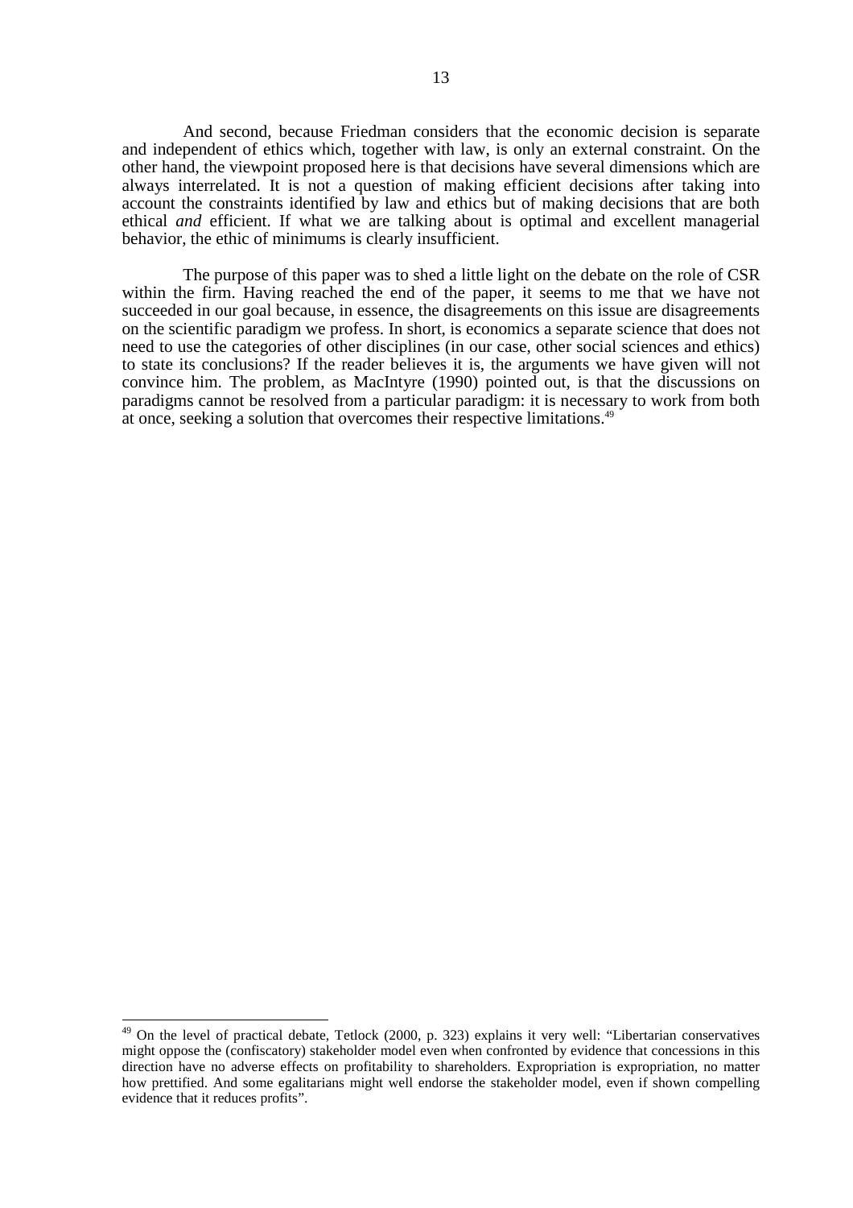And second, because Friedman considers that the economic decision is separate and independent of ethics which, together with law, is only an external constraint. On the other hand, the viewpoint proposed here is that decisions have several dimensions which are always interrelated. It is not a question of making efficient decisions after taking into account the constraints identified by law and ethics but of making decisions that are both ethical *and* efficient. If what we are talking about is optimal and excellent managerial behavior, the ethic of minimums is clearly insufficient.

The purpose of this paper was to shed a little light on the debate on the role of CSR within the firm. Having reached the end of the paper, it seems to me that we have not succeeded in our goal because, in essence, the disagreements on this issue are disagreements on the scientific paradigm we profess. In short, is economics a separate science that does not need to use the categories of other disciplines (in our case, other social sciences and ethics) to state its conclusions? If the reader believes it is, the arguments we have given will not convince him. The problem, as MacIntyre (1990) pointed out, is that the discussions on paradigms cannot be resolved from a particular paradigm: it is necessary to work from both at once, seeking a solution that overcomes their respective limitations.[49]

---

[49] On the level of practical debate, Tetlock (2000, p. 323) explains it very well: "Libertarian conservatives might oppose the (confiscatory) stakeholder model even when confronted by evidence that concessions in this direction have no adverse effects on profitability to shareholders. Expropriation is expropriation, no matter how prettified. And some egalitarians might well endorse the stakeholder model, even if shown compelling evidence that it reduces profits".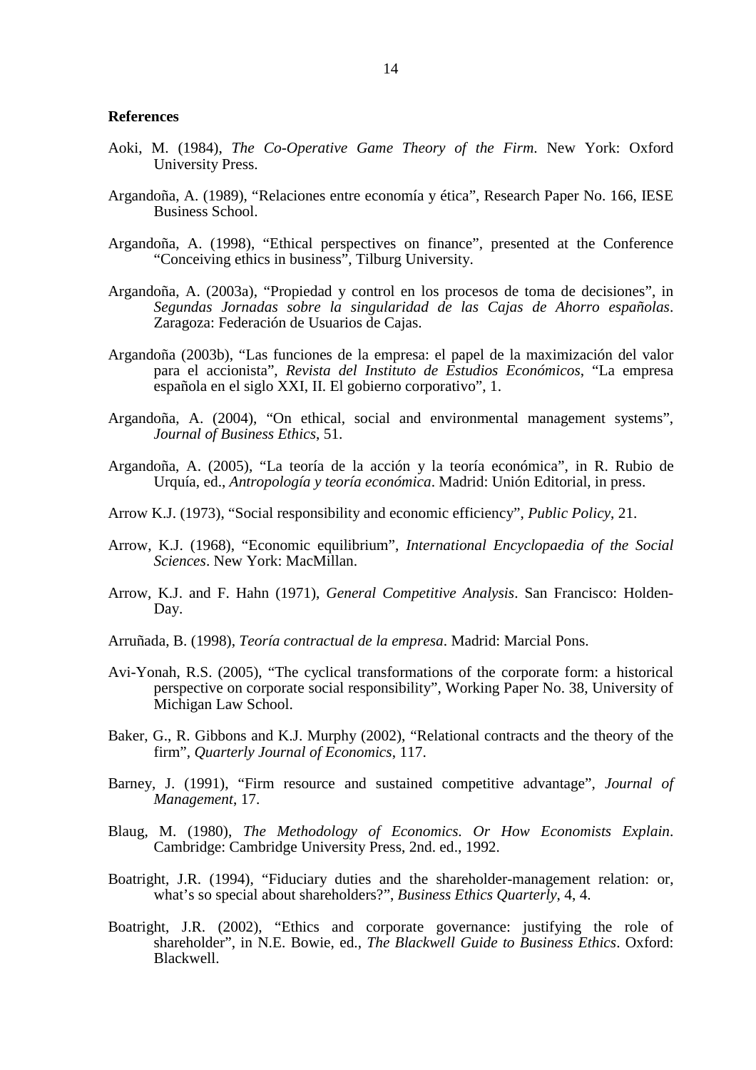**References**

Aoki, M. (1984), *The Co-Operative Game Theory of the Firm*. New York: Oxford University Press.

Argandoña, A. (1989), "Relaciones entre economía y ética", Research Paper No. 166, IESE Business School.

Argandoña, A. (1998), "Ethical perspectives on finance", presented at the Conference "Conceiving ethics in business", Tilburg University.

Argandoña, A. (2003a), "Propiedad y control en los procesos de toma de decisiones", in *Segundas Jornadas sobre la singularidad de las Cajas de Ahorro españolas*. Zaragoza: Federación de Usuarios de Cajas.

Argandoña (2003b), "Las funciones de la empresa: el papel de la maximización del valor para el accionista", *Revista del Instituto de Estudios Económicos*, "La empresa española en el siglo XXI, II. El gobierno corporativo", 1.

Argandoña, A. (2004), "On ethical, social and environmental management systems", *Journal of Business Ethics*, 51.

Argandoña, A. (2005), "La teoría de la acción y la teoría económica", in R. Rubio de Urquía, ed., *Antropología y teoría económica*. Madrid: Unión Editorial, in press.

Arrow K.J. (1973), "Social responsibility and economic efficiency", *Public Policy*, 21.

Arrow, K.J. (1968), "Economic equilibrium", *International Encyclopaedia of the Social Sciences*. New York: MacMillan.

Arrow, K.J. and F. Hahn (1971), *General Competitive Analysis*. San Francisco: Holden-Day.

Arruñada, B. (1998), *Teoría contractual de la empresa*. Madrid: Marcial Pons.

Avi-Yonah, R.S. (2005), "The cyclical transformations of the corporate form: a historical perspective on corporate social responsibility", Working Paper No. 38, University of Michigan Law School.

Baker, G., R. Gibbons and K.J. Murphy (2002), "Relational contracts and the theory of the firm", *Quarterly Journal of Economics*, 117.

Barney, J. (1991), "Firm resource and sustained competitive advantage", *Journal of Management*, 17.

Blaug, M. (1980), *The Methodology of Economics. Or How Economists Explain*. Cambridge: Cambridge University Press, 2nd. ed., 1992.

Boatright, J.R. (1994), "Fiduciary duties and the shareholder-management relation: or, what's so special about shareholders?", *Business Ethics Quarterly*, 4, 4.

Boatright, J.R. (2002), "Ethics and corporate governance: justifying the role of shareholder", in N.E. Bowie, ed., *The Blackwell Guide to Business Ethics*. Oxford: Blackwell.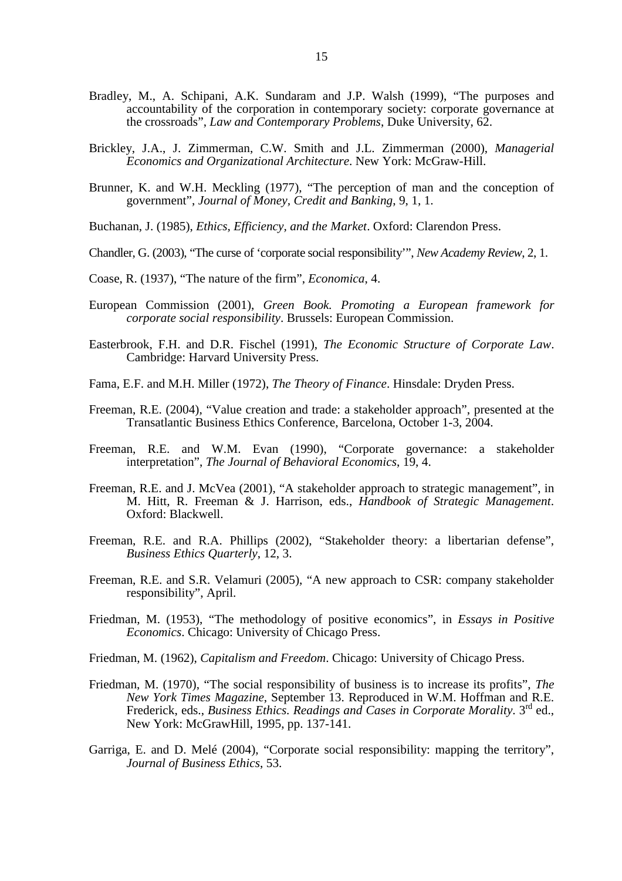Bradley, M., A. Schipani, A.K. Sundaram and J.P. Walsh (1999), "The purposes and accountability of the corporation in contemporary society: corporate governance at the crossroads", *Law and Contemporary Problems*, Duke University, 62.

Brickley, J.A., J. Zimmerman, C.W. Smith and J.L. Zimmerman (2000), *Managerial Economics and Organizational Architecture*. New York: McGraw-Hill.

Brunner, K. and W.H. Meckling (1977), "The perception of man and the conception of government", *Journal of Money, Credit and Banking*, 9, 1, 1.

Buchanan, J. (1985), *Ethics, Efficiency, and the Market*. Oxford: Clarendon Press.

Chandler, G. (2003), "The curse of 'corporate social responsibility'", *New Academy Review*, 2, 1.

Coase, R. (1937), "The nature of the firm", *Economica*, 4.

European Commission (2001), *Green Book. Promoting a European framework for corporate social responsibility*. Brussels: European Commission.

Easterbrook, F.H. and D.R. Fischel (1991), *The Economic Structure of Corporate Law*. Cambridge: Harvard University Press.

Fama, E.F. and M.H. Miller (1972), *The Theory of Finance*. Hinsdale: Dryden Press.

Freeman, R.E. (2004), "Value creation and trade: a stakeholder approach", presented at the Transatlantic Business Ethics Conference, Barcelona, October 1-3, 2004.

Freeman, R.E. and W.M. Evan (1990), "Corporate governance: a stakeholder interpretation", *The Journal of Behavioral Economics*, 19, 4.

Freeman, R.E. and J. McVea (2001), "A stakeholder approach to strategic management", in M. Hitt, R. Freeman & J. Harrison, eds., *Handbook of Strategic Management*. Oxford: Blackwell.

Freeman, R.E. and R.A. Phillips (2002), "Stakeholder theory: a libertarian defense", *Business Ethics Quarterly*, 12, 3.

Freeman, R.E. and S.R. Velamuri (2005), "A new approach to CSR: company stakeholder responsibility", April.

Friedman, M. (1953), "The methodology of positive economics", in *Essays in Positive Economics*. Chicago: University of Chicago Press.

Friedman, M. (1962), *Capitalism and Freedom*. Chicago: University of Chicago Press.

Friedman, M. (1970), "The social responsibility of business is to increase its profits", *The New York Times Magazine*, September 13. Reproduced in W.M. Hoffman and R.E. Frederick, eds., *Business Ethics. Readings and Cases in Corporate Morality*. 3rd ed., New York: McGrawHill, 1995, pp. 137-141.

Garriga, E. and D. Melé (2004), "Corporate social responsibility: mapping the territory", *Journal of Business Ethics*, 53.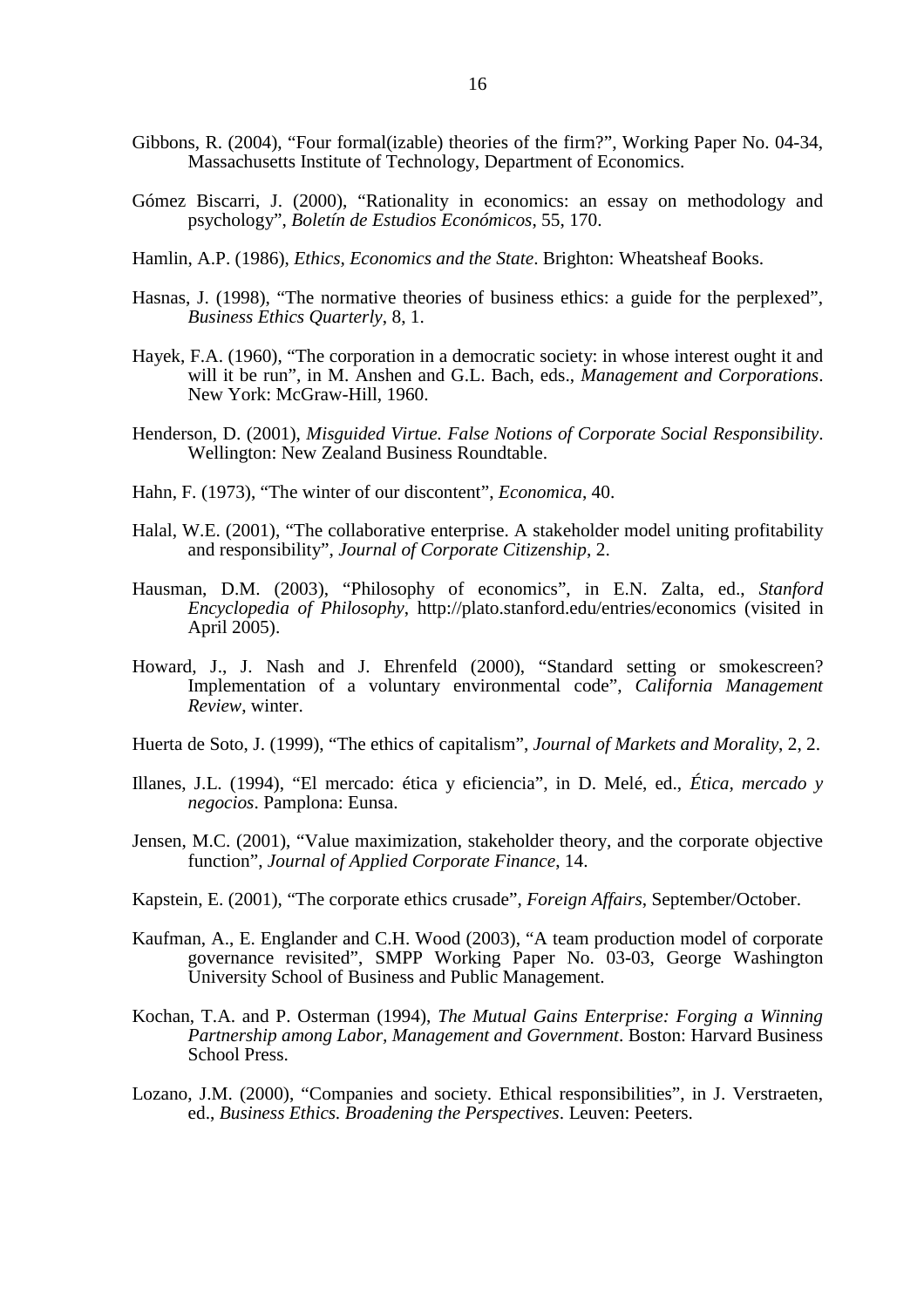Gibbons, R. (2004), "Four formal(izable) theories of the firm?", Working Paper No. 04-34, Massachusetts Institute of Technology, Department of Economics.

Gómez Biscarri, J. (2000), "Rationality in economics: an essay on methodology and psychology", *Boletín de Estudios Económicos*, 55, 170.

Hamlin, A.P. (1986), *Ethics, Economics and the State*. Brighton: Wheatsheaf Books.

Hasnas, J. (1998), "The normative theories of business ethics: a guide for the perplexed", *Business Ethics Quarterly*, 8, 1.

Hayek, F.A. (1960), "The corporation in a democratic society: in whose interest ought it and will it be run", in M. Anshen and G.L. Bach, eds., *Management and Corporations*. New York: McGraw-Hill, 1960.

Henderson, D. (2001), *Misguided Virtue. False Notions of Corporate Social Responsibility*. Wellington: New Zealand Business Roundtable.

Hahn, F. (1973), "The winter of our discontent", *Economica*, 40.

Halal, W.E. (2001), "The collaborative enterprise. A stakeholder model uniting profitability and responsibility", *Journal of Corporate Citizenship*, 2.

Hausman, D.M. (2003), "Philosophy of economics", in E.N. Zalta, ed., *Stanford Encyclopedia of Philosophy*, http://plato.stanford.edu/entries/economics (visited in April 2005).

Howard, J., J. Nash and J. Ehrenfeld (2000), "Standard setting or smokescreen? Implementation of a voluntary environmental code", *California Management Review*, winter.

Huerta de Soto, J. (1999), "The ethics of capitalism", *Journal of Markets and Morality*, 2, 2.

Illanes, J.L. (1994), "El mercado: ética y eficiencia", in D. Melé, ed., *Ética, mercado y negocios*. Pamplona: Eunsa.

Jensen, M.C. (2001), "Value maximization, stakeholder theory, and the corporate objective function", *Journal of Applied Corporate Finance*, 14.

Kapstein, E. (2001), "The corporate ethics crusade", *Foreign Affairs*, September/October.

Kaufman, A., E. Englander and C.H. Wood (2003), "A team production model of corporate governance revisited", SMPP Working Paper No. 03-03, George Washington University School of Business and Public Management.

Kochan, T.A. and P. Osterman (1994), *The Mutual Gains Enterprise: Forging a Winning Partnership among Labor, Management and Government*. Boston: Harvard Business School Press.

Lozano, J.M. (2000), "Companies and society. Ethical responsibilities", in J. Verstraeten, ed., *Business Ethics. Broadening the Perspectives*. Leuven: Peeters.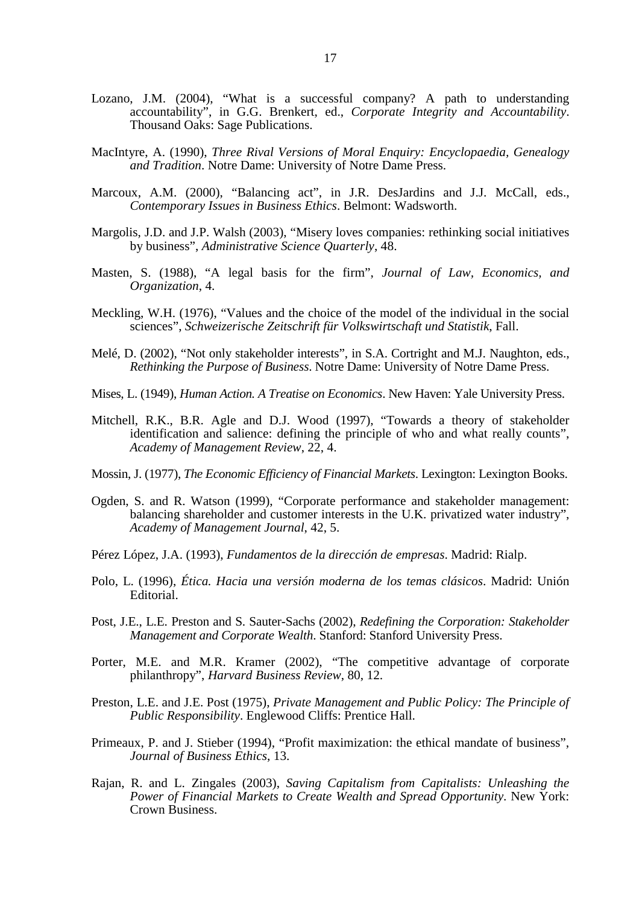Lozano, J.M. (2004), “What is a successful company? A path to understanding accountability”, in G.G. Brenkert, ed., *Corporate Integrity and Accountability*. Thousand Oaks: Sage Publications.

MacIntyre, A. (1990), *Three Rival Versions of Moral Enquiry: Encyclopaedia, Genealogy and Tradition*. Notre Dame: University of Notre Dame Press.

Marcoux, A.M. (2000), “Balancing act”, in J.R. DesJardins and J.J. McCall, eds., *Contemporary Issues in Business Ethics*. Belmont: Wadsworth.

Margolis, J.D. and J.P. Walsh (2003), “Misery loves companies: rethinking social initiatives by business”, *Administrative Science Quarterly*, 48.

Masten, S. (1988), “A legal basis for the firm”, *Journal of Law, Economics, and Organization*, 4.

Meckling, W.H. (1976), “Values and the choice of the model of the individual in the social sciences”, *Schweizerische Zeitschrift für Volkswirtschaft und Statistik*, Fall.

Melé, D. (2002), “Not only stakeholder interests”, in S.A. Cortright and M.J. Naughton, eds., *Rethinking the Purpose of Business*. Notre Dame: University of Notre Dame Press.

Mises, L. (1949), *Human Action. A Treatise on Economics*. New Haven: Yale University Press.

Mitchell, R.K., B.R. Agle and D.J. Wood (1997), “Towards a theory of stakeholder identification and salience: defining the principle of who and what really counts”, *Academy of Management Review*, 22, 4.

Mossin, J. (1977), *The Economic Efficiency of Financial Markets*. Lexington: Lexington Books.

Ogden, S. and R. Watson (1999), “Corporate performance and stakeholder management: balancing shareholder and customer interests in the U.K. privatized water industry”, *Academy of Management Journal*, 42, 5.

Pérez López, J.A. (1993), *Fundamentos de la dirección de empresas*. Madrid: Rialp.

Polo, L. (1996), *Ética. Hacia una versión moderna de los temas clásicos*. Madrid: Unión Editorial.

Post, J.E., L.E. Preston and S. Sauter-Sachs (2002), *Redefining the Corporation: Stakeholder Management and Corporate Wealth*. Stanford: Stanford University Press.

Porter, M.E. and M.R. Kramer (2002), “The competitive advantage of corporate philanthropy”, *Harvard Business Review*, 80, 12.

Preston, L.E. and J.E. Post (1975), *Private Management and Public Policy: The Principle of Public Responsibility*. Englewood Cliffs: Prentice Hall.

Primeaux, P. and J. Stieber (1994), “Profit maximization: the ethical mandate of business”, *Journal of Business Ethics*, 13.

Rajan, R. and L. Zingales (2003), *Saving Capitalism from Capitalists: Unleashing the Power of Financial Markets to Create Wealth and Spread Opportunity*. New York: Crown Business.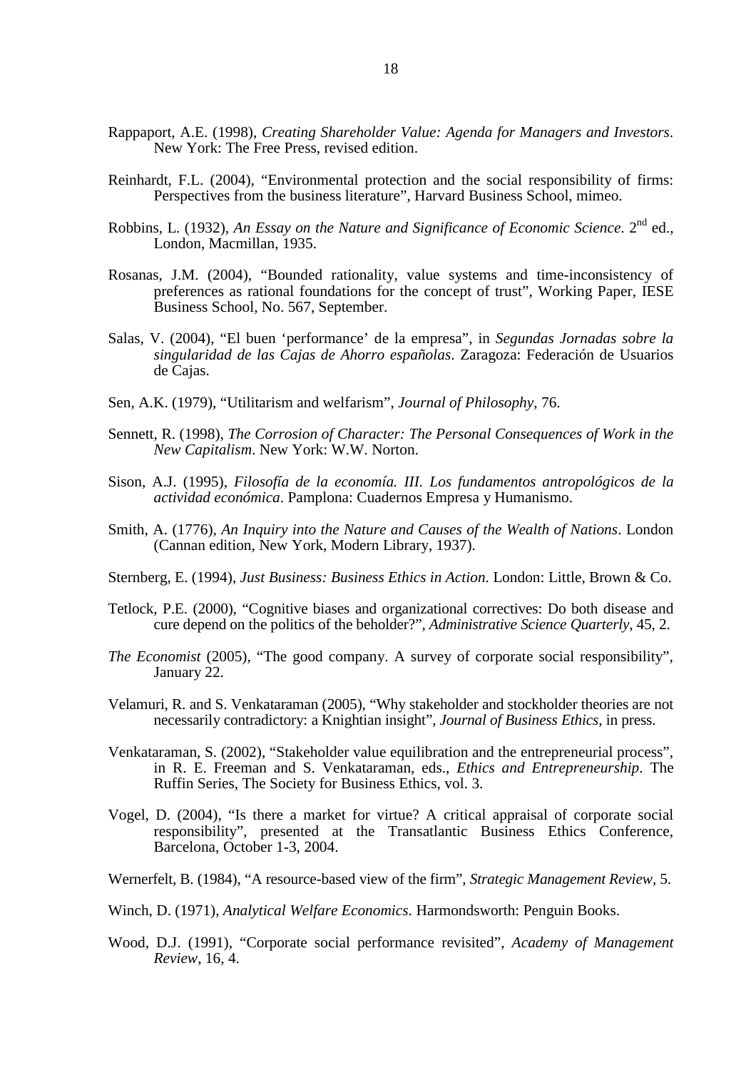Rappaport, A.E. (1998), *Creating Shareholder Value: Agenda for Managers and Investors*. New York: The Free Press, revised edition.

Reinhardt, F.L. (2004), "Environmental protection and the social responsibility of firms: Perspectives from the business literature", Harvard Business School, mimeo.

Robbins, L. (1932), *An Essay on the Nature and Significance of Economic Science*. 2nd ed., London, Macmillan, 1935.

Rosanas, J.M. (2004), "Bounded rationality, value systems and time-inconsistency of preferences as rational foundations for the concept of trust", Working Paper, IESE Business School, No. 567, September.

Salas, V. (2004), "El buen 'performance' de la empresa", in *Segundas Jornadas sobre la singularidad de las Cajas de Ahorro españolas*. Zaragoza: Federación de Usuarios de Cajas.

Sen, A.K. (1979), "Utilitarism and welfarism", *Journal of Philosophy*, 76.

Sennett, R. (1998), *The Corrosion of Character: The Personal Consequences of Work in the New Capitalism*. New York: W.W. Norton.

Sison, A.J. (1995), *Filosofía de la economía. III. Los fundamentos antropológicos de la actividad económica*. Pamplona: Cuadernos Empresa y Humanismo.

Smith, A. (1776), *An Inquiry into the Nature and Causes of the Wealth of Nations*. London (Cannan edition, New York, Modern Library, 1937).

Sternberg, E. (1994), *Just Business: Business Ethics in Action*. London: Little, Brown & Co.

Tetlock, P.E. (2000), "Cognitive biases and organizational correctives: Do both disease and cure depend on the politics of the beholder?", *Administrative Science Quarterly*, 45, 2.

*The Economist* (2005), "The good company. A survey of corporate social responsibility", January 22.

Velamuri, R. and S. Venkataraman (2005), "Why stakeholder and stockholder theories are not necessarily contradictory: a Knightian insight", *Journal of Business Ethics*, in press.

Venkataraman, S. (2002), "Stakeholder value equilibration and the entrepreneurial process", in R. E. Freeman and S. Venkataraman, eds., *Ethics and Entrepreneurship*. The Ruffin Series, The Society for Business Ethics, vol. 3.

Vogel, D. (2004), "Is there a market for virtue? A critical appraisal of corporate social responsibility", presented at the Transatlantic Business Ethics Conference, Barcelona, October 1-3, 2004.

Wernerfelt, B. (1984), "A resource-based view of the firm", *Strategic Management Review*, 5.

Winch, D. (1971), *Analytical Welfare Economics*. Harmondsworth: Penguin Books.

Wood, D.J. (1991), "Corporate social performance revisited", *Academy of Management Review*, 16, 4.